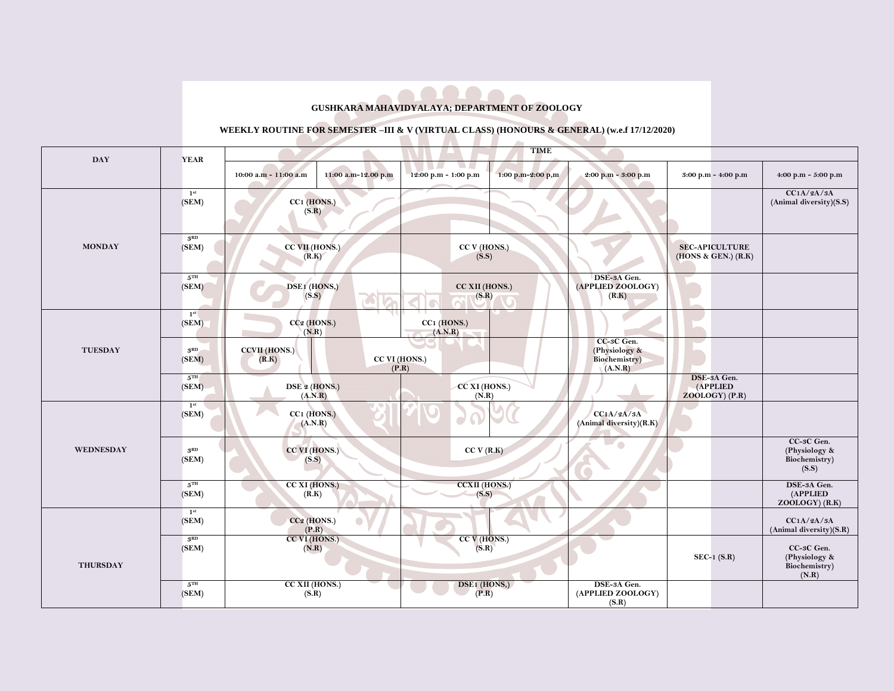# GUSHKARA MAHAVIDYALAYA; DEPARTMENT OF ZOOLOGY

## WEEKLY ROUTINE FOR SEMESTER –III & V (VIRTUAL CLASS) (HONOURS & GENERAL) (w.e.f 17/12/2020)

| DAY | YEAR | TIME | | | | | | |
|---|---|---|---|---|---|---|---|---|
| | | 10:00 a.m - 11:00 a.m | 11:00 a.m-12.00 p.m | 12:00 p.m - 1:00 p.m | 1:00 p.m-2:00 p,m | 2:00 p.m - 3:00 p.m | 3:00 p.m - 4:00 p.m | 4:00 p.m - 5:00 p.m |
| MONDAY | 1st (SEM) | CC1 (HONS.) (S.R) | | | | | | CC1A/2A/3A (Animal diversity)(S.S) |
| | 3RD (SEM) | CC VII (HONS.) (R.K) | | CC V (HONS.) (S.S) | | | SEC-APICULTURE (HONS & GEN.) (R.K) | |
| | 5TH (SEM) | DSE1 (HONS.) (S.S) | | CC XII (HONS.) (S.R) | | DSE-3A Gen. (APPLIED ZOOLOGY) (R.K) | | |
| TUESDAY | 1st (SEM) | CC2 (HONS.) (N.R) | | CC1 (HONS.) (A.N.R) | | | | |
| | 3RD (SEM) | CCVII (HONS.) (R.K) | CC VI (HONS.) (P.R) | | | CC-3C Gen. (Physiology & Biochemistry) (A.N.R) | | |
| | 5TH (SEM) | DSE 2 (HONS.) (A.N.R) | | CC XI (HONS.) (N.R) | | | DSE-3A Gen. (APPLIED ZOOLOGY) (P.R) | |
| WEDNESDAY | 1st (SEM) | CC1 (HONS.) (A.N.R) | | | | CC1A/2A/3A (Animal diversity)(R.K) | | |
| | 3RD (SEM) | CC VI (HONS.) (S.S) | | CC V (R.K) | | | | CC-3C Gen. (Physiology & Biochemistry) (S.S) |
| | 5TH (SEM) | CC XI (HONS.) (R.K) | | CCXII (HONS.) (S.S) | | | | DSE-3A Gen. (APPLIED ZOOLOGY) (R.K) |
| THURSDAY | 1st (SEM) | CC2 (HONS.) (P.R) | | | | | | CC1A/2A/3A (Animal diversity)(S.R) |
| | 3RD (SEM) | CC VI (HONS.) (N.R) | | CC V (HONS.) (S.R) | | | SEC-1 (S.R) | CC-3C Gen. (Physiology & Biochemistry) (N.R) |
| | 5TH (SEM) | CC XII (HONS.) (S.R) | | DSE1 (HONS,) (P.R) | | DSE-3A Gen. (APPLIED ZOOLOGY) (S.R) | | |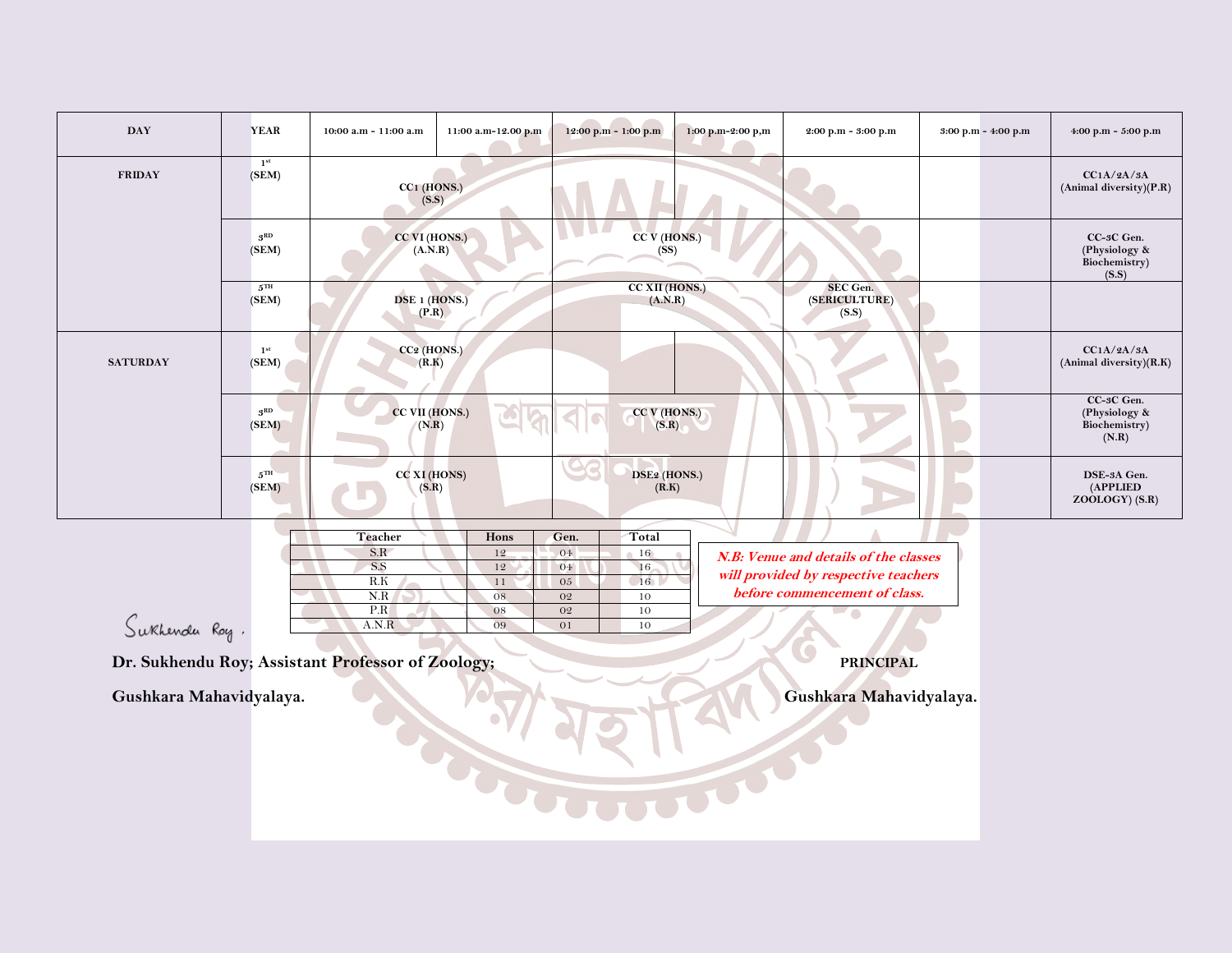| DAY | YEAR | 10:00 a.m - 11:00 a.m | 11:00 a.m-12.00 p.m | 12:00 p.m - 1:00 p.m | 1:00 p.m-2:00 p,m | 2:00 p.m - 3:00 p.m | 3:00 p.m - 4:00 p.m | 4:00 p.m - 5:00 p.m |
|---|---|---|---|---|---|---|---|---|
| FRIDAY | 1st (SEM) | CC1 (HONS.) (S.S) | | | | | | CC1A/2A/3A (Animal diversity)(P.R) |
| | 3RD (SEM) | CC VI (HONS.) (A.N.R) | | CC V (HONS.) (SS) | | | | CC-3C Gen. (Physiology & Biochemistry) (S.S) |
| | 5TH (SEM) | DSE 1 (HONS.) (P.R) | | CC XII (HONS.) (A.N.R) | | SEC Gen. (SERICULTURE) (S.S) | | |
| SATURDAY | 1st (SEM) | CC2 (HONS.) (R.K) | | | | | | CC1A/2A/3A (Animal diversity)(R.K) |
| | 3RD (SEM) | CC VII (HONS.) (N.R) | | CC V (HONS.) (S.R) | | | | CC-3C Gen. (Physiology & Biochemistry) (N.R) |
| | 5TH (SEM) | CC XI (HONS.) (S.R) | | DSE2 (HONS.) (R.K) | | | | DSE-3A Gen. (APPLIED ZOOLOGY) (S.R) |

| Teacher | Hons | Gen. | Total |
|---|---|---|---|
| S.R | 12 | 04 | 16 |
| S.S | 12 | 04 | 16 |
| R.K | 11 | 05 | 16 |
| N.R | 08 | 02 | 10 |
| P.R | 08 | 02 | 10 |
| A.N.R | 09 | 01 | 10 |

***N.B: Venue and details of the classes will provided by respective teachers before commencement of class.***

Sukhendu Roy.

**Dr. Sukhendu Roy; Assistant Professor of Zoology;**

**Gushkara Mahavidyalaya.**

**PRINCIPAL**

**Gushkara Mahavidyalaya.**